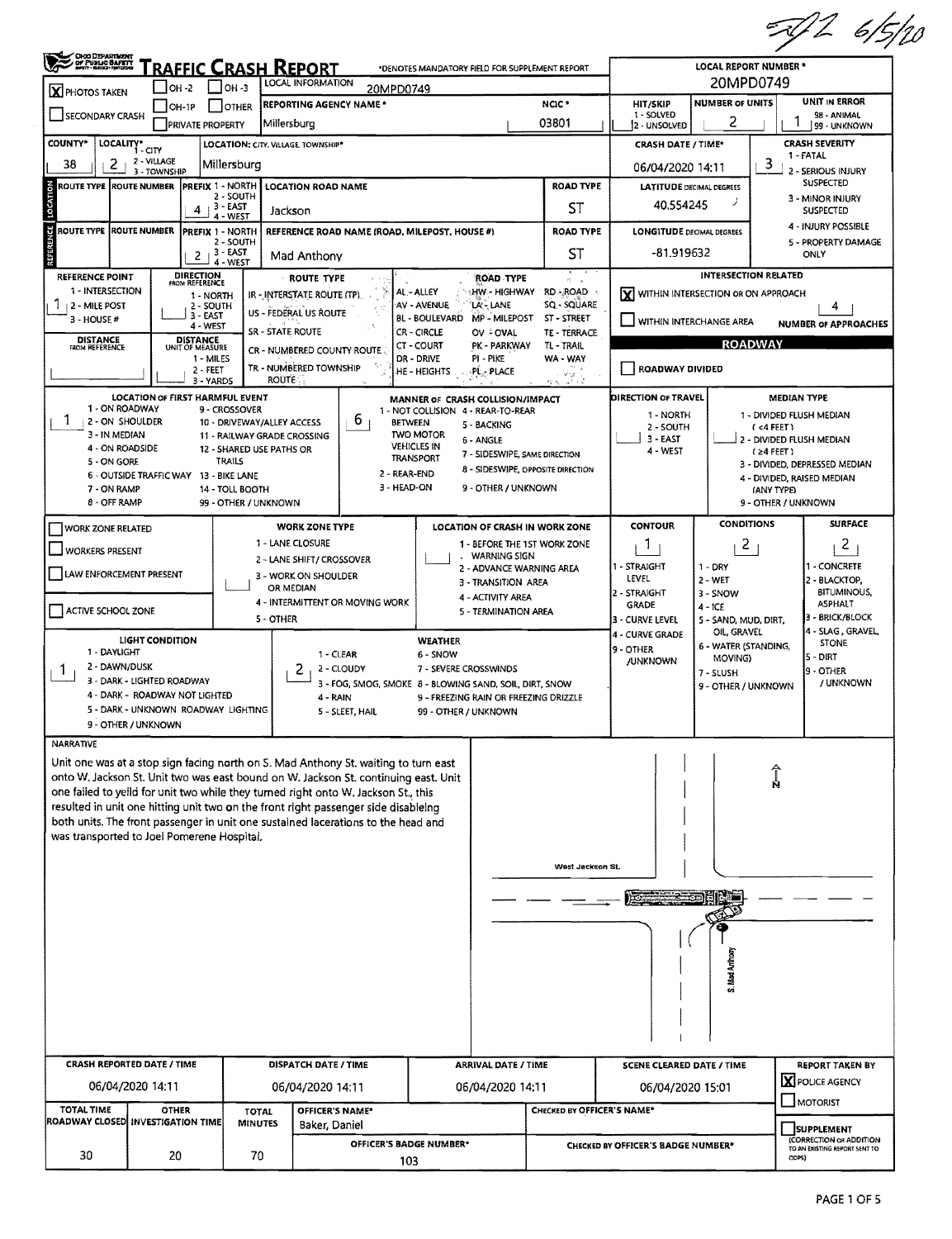SJZ 6/5/20

# TRAFFIC CRASH REPORT

*DENOTES MANDATORY FIELD FOR SUPPLEMENT REPORT

**LOCAL REPORT NUMBER *** 20MPD0749

[X] PHOTOS TAKEN [ ] OH-2 [ ] OH-3 [ ] OH-1P [ ] OTHER [ ] SECONDARY CRASH [ ] PRIVATE PROPERTY

LOCAL INFORMATION: 20MPD0749

REPORTING AGENCY NAME *: Millersburg

NCIC *: 03801

HIT/SKIP: 1 - SOLVED, 2 - UNSOLVED

NUMBER OF UNITS: 2

UNIT IN ERROR: 1 (98 - ANIMAL, 99 - UNKNOWN)

COUNTY*: 38 | LOCALITY*: 2 (1 - CITY, 2 - VILLAGE, 3 - TOWNSHIP) | LOCATION: CITY, VILLAGE, TOWNSHIP*: Millersburg

CRASH DATE / TIME*: 06/04/2020 14:11

CRASH SEVERITY: 3 (1 - FATAL, 2 - SERIOUS INJURY SUSPECTED, 3 - MINOR INJURY SUSPECTED, 4 - INJURY POSSIBLE, 5 - PROPERTY DAMAGE ONLY)

## LOCATION

| ROUTE TYPE | ROUTE NUMBER | PREFIX | LOCATION ROAD NAME | ROAD TYPE |
|---|---|---|---|---|
| | | 4 | Jackson | ST |

LATITUDE DECIMAL DEGREES: 40.554245

## REFERENCE

| ROUTE TYPE | ROUTE NUMBER | PREFIX | REFERENCE ROAD NAME (ROAD, MILEPOST, HOUSE #) | ROAD TYPE |
|---|---|---|---|---|
| | | 2 | Mad Anthony | ST |

LONGITUDE DECIMAL DEGREES: -81.919632

PREFIX: 1 - NORTH, 2 - SOUTH, 3 - EAST, 4 - WEST

REFERENCE POINT: 1 (1 - INTERSECTION, 2 - MILE POST, 3 - HOUSE #)

DIRECTION FROM REFERENCE: (1 - NORTH, 2 - SOUTH, 3 - EAST, 4 - WEST)

DISTANCE FROM REFERENCE: | DISTANCE UNIT OF MEASURE: (1 - MILES, 2 - FEET, 3 - YARDS)

ROUTE TYPE: IR - INTERSTATE ROUTE (TP), US - FEDERAL US ROUTE, SR - STATE ROUTE, CR - NUMBERED COUNTY ROUTE, TR - NUMBERED TOWNSHIP ROUTE

ROAD TYPE: AL - ALLEY, AV - AVENUE, BL - BOULEVARD, CR - CIRCLE, CT - COURT, DR - DRIVE, HE - HEIGHTS, HW - HIGHWAY, LA - LANE, MP - MILEPOST, OV - OVAL, PK - PARKWAY, PI - PIKE, PL - PLACE, RD - ROAD, SQ - SQUARE, ST - STREET, TE - TERRACE, TL - TRAIL, WA - WAY

## INTERSECTION RELATED

[X] WITHIN INTERSECTION OR ON APPROACH

[ ] WITHIN INTERCHANGE AREA

NUMBER OF APPROACHES: 4

## ROADWAY

[ ] ROADWAY DIVIDED

LOCATION OF FIRST HARMFUL EVENT: 1 (1 - ON ROADWAY, 2 - ON SHOULDER, 3 - IN MEDIAN, 4 - ON ROADSIDE, 5 - ON GORE, 6 - OUTSIDE TRAFFIC WAY, 7 - ON RAMP, 8 - OFF RAMP, 9 - CROSSOVER, 10 - DRIVEWAY/ALLEY ACCESS, 11 - RAILWAY GRADE CROSSING, 12 - SHARED USE PATHS OR TRAILS, 13 - BIKE LANE, 14 - TOLL BOOTH, 99 - OTHER / UNKNOWN)

MANNER OF CRASH COLLISION/IMPACT: 6 (1 - NOT COLLISION BETWEEN TWO MOTOR VEHICLES IN TRANSPORT, 2 - REAR-END, 3 - HEAD-ON, 4 - REAR-TO-REAR, 5 - BACKING, 6 - ANGLE, 7 - SIDESWIPE, SAME DIRECTION, 8 - SIDESWIPE, OPPOSITE DIRECTION, 9 - OTHER / UNKNOWN)

DIRECTION OF TRAVEL: (1 - NORTH, 2 - SOUTH, 3 - EAST, 4 - WEST)

MEDIAN TYPE: (1 - DIVIDED FLUSH MEDIAN (<4 FEET), 2 - DIVIDED FLUSH MEDIAN (≥4 FEET), 3 - DIVIDED, DEPRESSED MEDIAN, 4 - DIVIDED, RAISED MEDIAN (ANY TYPE), 9 - OTHER / UNKNOWN)

[ ] WORK ZONE RELATED [ ] WORKERS PRESENT [ ] LAW ENFORCEMENT PRESENT [ ] ACTIVE SCHOOL ZONE

WORK ZONE TYPE: (1 - LANE CLOSURE, 2 - LANE SHIFT/ CROSSOVER, 3 - WORK ON SHOULDER OR MEDIAN, 4 - INTERMITTENT OR MOVING WORK, 5 - OTHER)

LOCATION OF CRASH IN WORK ZONE: (1 - BEFORE THE 1ST WORK ZONE WARNING SIGN, 2 - ADVANCE WARNING AREA, 3 - TRANSITION AREA, 4 - ACTIVITY AREA, 5 - TERMINATION AREA)

CONTOUR: 1 (1 - STRAIGHT LEVEL, 2 - STRAIGHT GRADE, 3 - CURVE LEVEL, 4 - CURVE GRADE, 9 - OTHER /UNKNOWN)

CONDITIONS: 2 (1 - DRY, 2 - WET, 3 - SNOW, 4 - ICE, 5 - SAND, MUD, DIRT, OIL, GRAVEL, 6 - WATER (STANDING, MOVING), 7 - SLUSH, 9 - OTHER / UNKNOWN)

SURFACE: 2 (1 - CONCRETE, 2 - BLACKTOP, BITUMINOUS, ASPHALT, 3 - BRICK/BLOCK, 4 - SLAG, GRAVEL, STONE, 5 - DIRT, 9 - OTHER / UNKNOWN)

LIGHT CONDITION: 1 (1 - DAYLIGHT, 2 - DAWN/DUSK, 3 - DARK - LIGHTED ROADWAY, 4 - DARK - ROADWAY NOT LIGHTED, 5 - DARK - UNKNOWN ROADWAY LIGHTING, 9 - OTHER / UNKNOWN)

WEATHER: 2 (1 - CLEAR, 2 - CLOUDY, 3 - FOG, SMOG, SMOKE, 4 - RAIN, 5 - SLEET, HAIL, 6 - SNOW, 7 - SEVERE CROSSWINDS, 8 - BLOWING SAND, SOIL, DIRT, SNOW, 9 - FREEZING RAIN OR FREEZING DRIZZLE, 99 - OTHER / UNKNOWN)

## NARRATIVE

Unit one was at a stop sign facing north on S. Mad Anthony St. waiting to turn east onto W. Jackson St. Unit two was east bound on W. Jackson St. continuing east. Unit one failed to yeild for unit two while they turned right onto W. Jackson St., this resulted in unit one hitting unit two on the front right passenger side disableing both units. The front passenger in unit one sustained lacerations to the head and was transported to Joel Pomerene Hospital.

(Diagram labels: West Jackson St., S. Mad Anthony, N)

| CRASH REPORTED DATE / TIME | DISPATCH DATE / TIME | ARRIVAL DATE / TIME | SCENE CLEARED DATE / TIME | REPORT TAKEN BY |
|---|---|---|---|---|
| 06/04/2020 14:11 | 06/04/2020 14:11 | 06/04/2020 14:11 | 06/04/2020 15:01 | [X] POLICE AGENCY [ ] MOTORIST |

| TOTAL TIME ROADWAY CLOSED | OTHER INVESTIGATION TIME | TOTAL MINUTES | OFFICER'S NAME* | CHECKED BY OFFICER'S NAME* |
|---|---|---|---|---|
| 30 | 20 | 70 | Baker, Daniel | |

OFFICER'S BADGE NUMBER*: 103

CHECKED BY OFFICER'S BADGE NUMBER*:

[ ] SUPPLEMENT (CORRECTION OR ADDITION TO AN EXISTING REPORT SENT TO ODPS)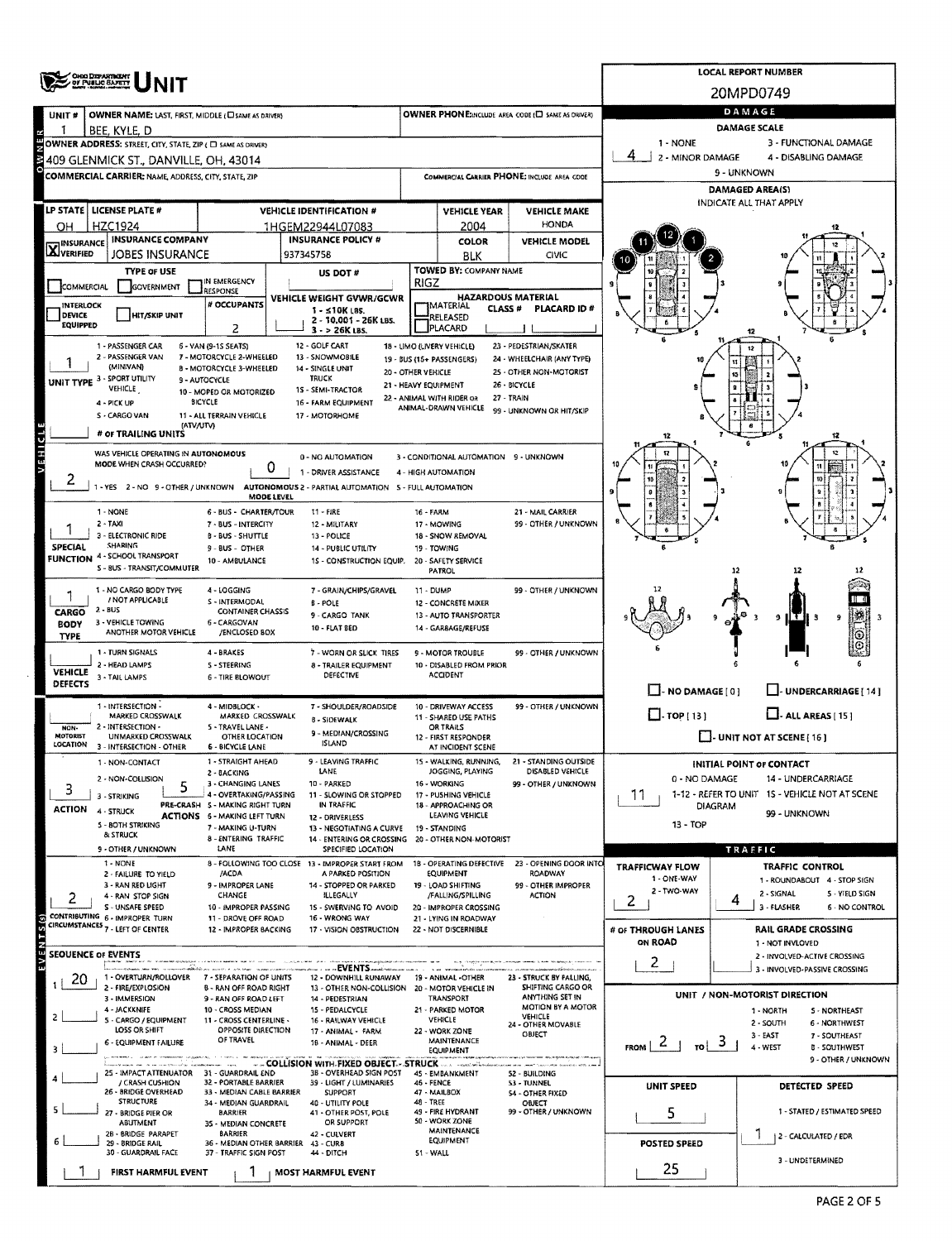# OHIO DEPARTMENT OF PUBLIC SAFETY UNIT

**LOCAL REPORT NUMBER:** 20MPD0749

## OWNER

| Field | Value |
|---|---|
| UNIT # | 1 |
| OWNER NAME: LAST, FIRST, MIDDLE (☐ SAME AS DRIVER) | BEE, KYLE, D |
| OWNER PHONE: INCLUDE AREA CODE (☐ SAME AS DRIVER) | |
| OWNER ADDRESS: STREET, CITY, STATE, ZIP (☐ SAME AS DRIVER) | 409 GLENMICK ST., DANVILLE, OH, 43014 |
| COMMERCIAL CARRIER: NAME, ADDRESS, CITY, STATE, ZIP | |
| COMMERCIAL CARRIER PHONE: INCLUDE AREA CODE | |

## DAMAGE

**DAMAGE SCALE:** 4

1 - NONE; 2 - MINOR DAMAGE; 3 - FUNCTIONAL DAMAGE; 4 - DISABLING DAMAGE; 9 - UNKNOWN

**DAMAGED AREA(S)** — INDICATE ALL THAT APPLY: 10, 11, 12, 1, 2

☐ NO DAMAGE [0] ☐ UNDERCARRIAGE [14] ☐ TOP [13] ☐ ALL AREAS [15] ☐ UNIT NOT AT SCENE [16]

## VEHICLE

| Field | Value |
|---|---|
| LP STATE | OH |
| LICENSE PLATE # | HZC1924 |
| VEHICLE IDENTIFICATION # | 1HGEM22944L07083 |
| VEHICLE YEAR | 2004 |
| VEHICLE MAKE | HONDA |
| INSURANCE | ☒ VERIFIED |
| INSURANCE COMPANY | JOBES INSURANCE |
| INSURANCE POLICY # | 937345758 |
| COLOR | BLK |
| VEHICLE MODEL | CIVIC |
| TYPE OF USE | ☐ COMMERCIAL ☐ GOVERNMENT ☐ IN EMERGENCY RESPONSE |
| US DOT # | |
| TOWED BY: COMPANY NAME | RIGZ |
| INTERLOCK DEVICE EQUIPPED | ☐ |
| HIT/SKIP UNIT | ☐ |
| # OCCUPANTS | 2 |
| VEHICLE WEIGHT GVWR/GCWR | 1 - ≤10K LBS. 2 - 10,001 - 26K LBS. 3 - > 26K LBS. |
| HAZARDOUS MATERIAL | ☐ MATERIAL RELEASED ☐ PLACARD; CLASS #; PLACARD ID # |

**UNIT TYPE:** 1

1 - PASSENGER CAR; 2 - PASSENGER VAN (MINIVAN); 3 - SPORT UTILITY VEHICLE; 4 - PICK UP; 5 - CARGO VAN; 6 - VAN (9-15 SEATS); 7 - MOTORCYCLE 2-WHEELED; 8 - MOTORCYCLE 3-WHEELED; 9 - AUTOCYCLE; 10 - MOPED OR MOTORIZED BICYCLE; 11 - ALL TERRAIN VEHICLE (ATV/UTV); 12 - GOLF CART; 13 - SNOWMOBILE; 14 - SINGLE UNIT TRUCK; 15 - SEMI-TRACTOR; 16 - FARM EQUIPMENT; 17 - MOTORHOME; 18 - LIMO (LIVERY VEHICLE); 19 - BUS (16+ PASSENGERS); 20 - OTHER VEHICLE; 21 - HEAVY EQUIPMENT; 22 - ANIMAL WITH RIDER OR ANIMAL-DRAWN VEHICLE; 23 - PEDESTRIAN/SKATER; 24 - WHEELCHAIR (ANY TYPE); 25 - OTHER NON-MOTORIST; 26 - BICYCLE; 27 - TRAIN; 99 - UNKNOWN OR HIT/SKIP

**# OF TRAILING UNITS:**

**WAS VEHICLE OPERATING IN AUTONOMOUS MODE WHEN CRASH OCCURRED?** 2 (1 - YES; 2 - NO; 9 - OTHER / UNKNOWN)

**AUTONOMOUS MODE LEVEL:** 0 (0 - NO AUTOMATION; 1 - DRIVER ASSISTANCE; 2 - PARTIAL AUTOMATION; 3 - CONDITIONAL AUTOMATION; 4 - HIGH AUTOMATION; 5 - FULL AUTOMATION; 9 - UNKNOWN)

**SPECIAL FUNCTION:** 1

1 - NONE; 2 - TAXI; 3 - ELECTRONIC RIDE SHARING; 4 - SCHOOL TRANSPORT; 5 - BUS - TRANSIT/COMMUTER; 6 - BUS - CHARTER/TOUR; 7 - BUS - INTERCITY; 8 - BUS - SHUTTLE; 9 - BUS - OTHER; 10 - AMBULANCE; 11 - FIRE; 12 - MILITARY; 13 - POLICE; 14 - PUBLIC UTILITY; 15 - CONSTRUCTION EQUIP.; 16 - FARM; 17 - MOWING; 18 - SNOW REMOVAL; 19 - TOWING; 20 - SAFETY SERVICE PATROL; 21 - MAIL CARRIER; 99 - OTHER / UNKNOWN

**CARGO BODY TYPE:** 1

1 - NO CARGO BODY TYPE / NOT APPLICABLE; 2 - BUS; 3 - VEHICLE TOWING ANOTHER MOTOR VEHICLE; 4 - LOGGING; 5 - INTERMODAL CONTAINER CHASSIS; 6 - CARGOVAN /ENCLOSED BOX; 7 - GRAIN/CHIPS/GRAVEL; 8 - POLE; 9 - CARGO TANK; 10 - FLAT BED; 11 - DUMP; 12 - CONCRETE MIXER; 13 - AUTO TRANSPORTER; 14 - GARBAGE/REFUSE; 99 - OTHER / UNKNOWN

**VEHICLE DEFECTS:**

1 - TURN SIGNALS; 2 - HEAD LAMPS; 3 - TAIL LAMPS; 4 - BRAKES; 5 - STEERING; 6 - TIRE BLOWOUT; 7 - WORN OR SLICK TIRES; 8 - TRAILER EQUIPMENT DEFECTIVE; 9 - MOTOR TROUBLE; 10 - DISABLED FROM PRIOR ACCIDENT; 99 - OTHER / UNKNOWN

**NON-MOTORIST LOCATION:**

1 - INTERSECTION - MARKED CROSSWALK; 2 - INTERSECTION - UNMARKED CROSSWALK; 3 - INTERSECTION - OTHER; 4 - MIDBLOCK - MARKED CROSSWALK; 5 - TRAVEL LANE - OTHER LOCATION; 6 - BICYCLE LANE; 7 - SHOULDER/ROADSIDE; 8 - SIDEWALK; 9 - MEDIAN/CROSSING ISLAND; 10 - DRIVEWAY ACCESS; 11 - SHARED USE PATHS OR TRAILS; 12 - FIRST RESPONDER AT INCIDENT SCENE; 99 - OTHER / UNKNOWN

**INITIAL POINT OF CONTACT:** 11

0 - NO DAMAGE; 1-12 - REFER TO UNIT DIAGRAM; 13 - TOP; 14 - UNDERCARRIAGE; 15 - VEHICLE NOT AT SCENE; 99 - UNKNOWN

## EVENTS

**ACTION:** 3

1 - NON-CONTACT; 2 - NON-COLLISION; 3 - STRIKING; 4 - STRUCK; 5 - BOTH STRIKING & STRUCK; 9 - OTHER / UNKNOWN

**PRE-CRASH ACTIONS:** 5

1 - STRAIGHT AHEAD; 2 - BACKING; 3 - CHANGING LANES; 4 - OVERTAKING/PASSING; 5 - MAKING RIGHT TURN; 6 - MAKING LEFT TURN; 7 - MAKING U-TURN; 8 - ENTERING TRAFFIC LANE; 9 - LEAVING TRAFFIC LANE; 10 - PARKED; 11 - SLOWING OR STOPPED IN TRAFFIC; 12 - DRIVERLESS; 13 - NEGOTIATING A CURVE; 14 - ENTERING OR CROSSING SPECIFIED LOCATION; 15 - WALKING, RUNNING, JOGGING, PLAYING; 16 - WORKING; 17 - PUSHING VEHICLE; 18 - APPROACHING OR LEAVING VEHICLE; 19 - STANDING; 20 - OTHER NON-MOTORIST; 21 - STANDING OUTSIDE DISABLED VEHICLE; 99 - OTHER / UNKNOWN

**CONTRIBUTING CIRCUMSTANCES:** 2

1 - NONE; 2 - FAILURE TO YIELD; 3 - RAN RED LIGHT; 4 - RAN STOP SIGN; 5 - UNSAFE SPEED; 6 - IMPROPER TURN; 7 - LEFT OF CENTER; 8 - FOLLOWING TOO CLOSE /ACDA; 9 - IMPROPER LANE CHANGE; 10 - IMPROPER PASSING; 11 - DROVE OFF ROAD; 12 - IMPROPER BACKING; 13 - IMPROPER START FROM A PARKED POSITION; 14 - STOPPED OR PARKED ILLEGALLY; 15 - SWERVING TO AVOID; 16 - WRONG WAY; 17 - VISION OBSTRUCTION; 18 - OPERATING DEFECTIVE EQUIPMENT; 19 - LOAD SHIFTING /FALLING/SPILLING; 20 - IMPROPER CROSSING; 21 - LYING IN ROADWAY; 22 - NOT DISCERNIBLE; 23 - OPENING DOOR INTO ROADWAY; 99 - OTHER IMPROPER ACTION

**SEQUENCE OF EVENTS:**

| # | Event |
|---|---|
| 1 | 20 |
| 2 | |
| 3 | |
| 4 | |
| 5 | |
| 6 | |

**EVENTS:** 1 - OVERTURN/ROLLOVER; 2 - FIRE/EXPLOSION; 3 - IMMERSION; 4 - JACKKNIFE; 5 - CARGO / EQUIPMENT LOSS OR SHIFT; 6 - EQUIPMENT FAILURE; 7 - SEPARATION OF UNITS; 8 - RAN OFF ROAD RIGHT; 9 - RAN OFF ROAD LEFT; 10 - CROSS MEDIAN; 11 - CROSS CENTERLINE - OPPOSITE DIRECTION OF TRAVEL; 12 - DOWNHILL RUNAWAY; 13 - OTHER NON-COLLISION; 14 - PEDESTRIAN; 15 - PEDALCYCLE; 16 - RAILWAY VEHICLE; 17 - ANIMAL - FARM; 18 - ANIMAL - DEER; 19 - ANIMAL -OTHER; 20 - MOTOR VEHICLE IN TRANSPORT; 21 - PARKED MOTOR VEHICLE; 22 - WORK ZONE MAINTENANCE EQUIPMENT; 23 - STRUCK BY FALLING, SHIFTING CARGO OR ANYTHING SET IN MOTION BY A MOTOR VEHICLE; 24 - OTHER MOVABLE OBJECT

**COLLISION WITH FIXED OBJECT - STRUCK:** 25 - IMPACT ATTENUATOR / CRASH CUSHION; 26 - BRIDGE OVERHEAD STRUCTURE; 27 - BRIDGE PIER OR ABUTMENT; 28 - BRIDGE PARAPET; 29 - BRIDGE RAIL; 30 - GUARDRAIL FACE; 31 - GUARDRAIL END; 32 - PORTABLE BARRIER; 33 - MEDIAN CABLE BARRIER; 34 - MEDIAN GUARDRAIL BARRIER; 35 - MEDIAN CONCRETE BARRIER; 36 - MEDIAN OTHER BARRIER; 37 - TRAFFIC SIGN POST; 38 - OVERHEAD SIGN POST; 39 - LIGHT / LUMINARIES SUPPORT; 40 - UTILITY POLE; 41 - OTHER POST, POLE OR SUPPORT; 42 - CULVERT; 43 - CURB; 44 - DITCH; 45 - EMBANKMENT; 46 - FENCE; 47 - MAILBOX; 48 - TREE; 49 - FIRE HYDRANT; 50 - WORK ZONE MAINTENANCE EQUIPMENT; 51 - WALL; 52 - BUILDING; 53 - TUNNEL; 54 - OTHER FIXED OBJECT; 99 - OTHER / UNKNOWN

**FIRST HARMFUL EVENT:** 1  **MOST HARMFUL EVENT:** 1

## TRAFFIC

**TRAFFICWAY FLOW:** 2 (1 - ONE-WAY; 2 - TWO-WAY)

**TRAFFIC CONTROL:** 4 (1 - ROUNDABOUT; 2 - SIGNAL; 3 - FLASHER; 4 - STOP SIGN; 5 - YIELD SIGN; 6 - NO CONTROL)

**# OF THROUGH LANES ON ROAD:** 2

**RAIL GRADE CROSSING:** (1 - NOT INVOLVED; 2 - INVOLVED-ACTIVE CROSSING; 3 - INVOLVED-PASSIVE CROSSING)

**UNIT / NON-MOTORIST DIRECTION:** FROM 2 TO 3

1 - NORTH; 2 - SOUTH; 3 - EAST; 4 - WEST; 5 - NORTHEAST; 6 - NORTHWEST; 7 - SOUTHEAST; 8 - SOUTHWEST; 9 - OTHER / UNKNOWN

**UNIT SPEED:** 5

**POSTED SPEED:** 25

**DETECTED SPEED:** 1 (1 - STATED / ESTIMATED SPEED; 2 - CALCULATED / EDR; 3 - UNDETERMINED)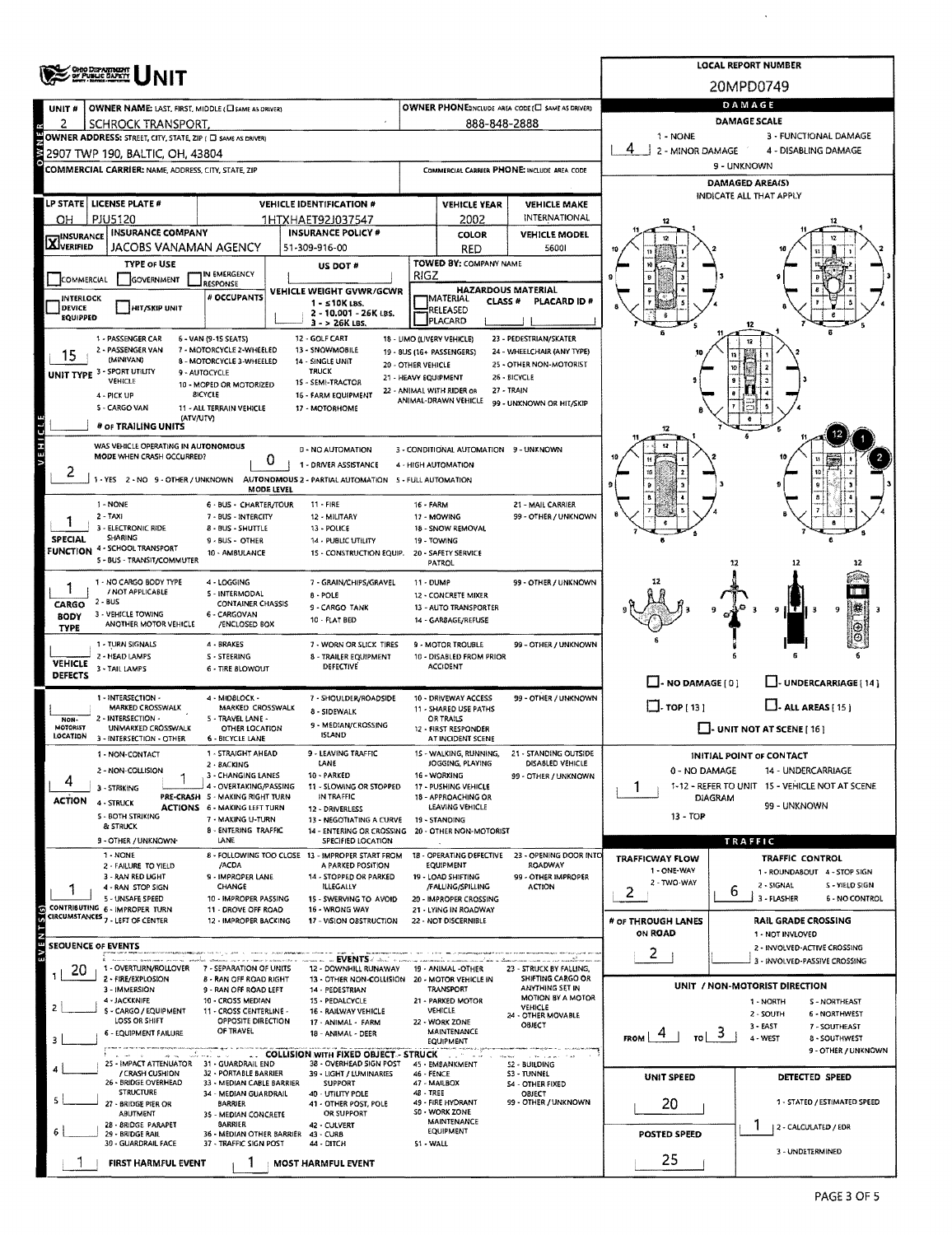# UNIT

**LOCAL REPORT NUMBER:** 20MPD0749

| Field | Value |
|---|---|
| UNIT # | 2 |
| OWNER NAME: LAST, FIRST, MIDDLE | SCHROCK TRANSPORT, |
| OWNER PHONE | 888-848-2888 |
| OWNER ADDRESS | 2907 TWP 190, BALTIC, OH, 43804 |
| COMMERCIAL CARRIER | |
| LP STATE | OH |
| LICENSE PLATE # | PJU5120 |
| VEHICLE IDENTIFICATION # | 1HTXHAET92J037547 |
| VEHICLE YEAR | 2002 |
| VEHICLE MAKE | INTERNATIONAL |
| INSURANCE | VERIFIED |
| INSURANCE COMPANY | JACOBS VANAMAN AGENCY |
| INSURANCE POLICY # | 51-309-916-00 |
| COLOR | RED |
| VEHICLE MODEL | 5600I |
| TOWED BY: COMPANY NAME | RIGZ |
| UNIT TYPE | 15 |
| # OF TRAILING UNITS | |
| WAS VEHICLE OPERATING IN AUTONOMOUS MODE WHEN CRASH OCCURRED? | 2 |
| AUTONOMOUS MODE LEVEL | 0 |
| SPECIAL FUNCTION | 1 |
| CARGO BODY TYPE | 1 |
| VEHICLE DEFECTS | |
| NON-MOTORIST LOCATION | |
| ACTION | 4 |
| PRE-CRASH ACTIONS | 1 |
| CONTRIBUTING CIRCUMSTANCES | 1 |

## DAMAGE

| Field | Value |
|---|---|
| DAMAGE SCALE | 4 (1 - NONE; 2 - MINOR DAMAGE; 3 - FUNCTIONAL DAMAGE; 4 - DISABLING DAMAGE; 9 - UNKNOWN) |
| DAMAGED AREA(S) | 12, 1, 2 |
| INITIAL POINT OF CONTACT | 1 |

## SEQUENCE OF EVENTS

| # | Event |
|---|---|
| 1 | 20 |
| 2 | |
| 3 | |
| 4 | |
| 5 | |
| 6 | |

| FIRST HARMFUL EVENT | MOST HARMFUL EVENT |
|---|---|
| 1 | 1 |

## TRAFFIC

| Field | Value |
|---|---|
| TRAFFICWAY FLOW | 2 |
| TRAFFIC CONTROL | 6 |
| # OF THROUGH LANES ON ROAD | 2 |
| RAIL GRADE CROSSING | |
| UNIT / NON-MOTORIST DIRECTION | FROM 4 TO 3 |
| UNIT SPEED | 20 |
| DETECTED SPEED | 1 |
| POSTED SPEED | 25 |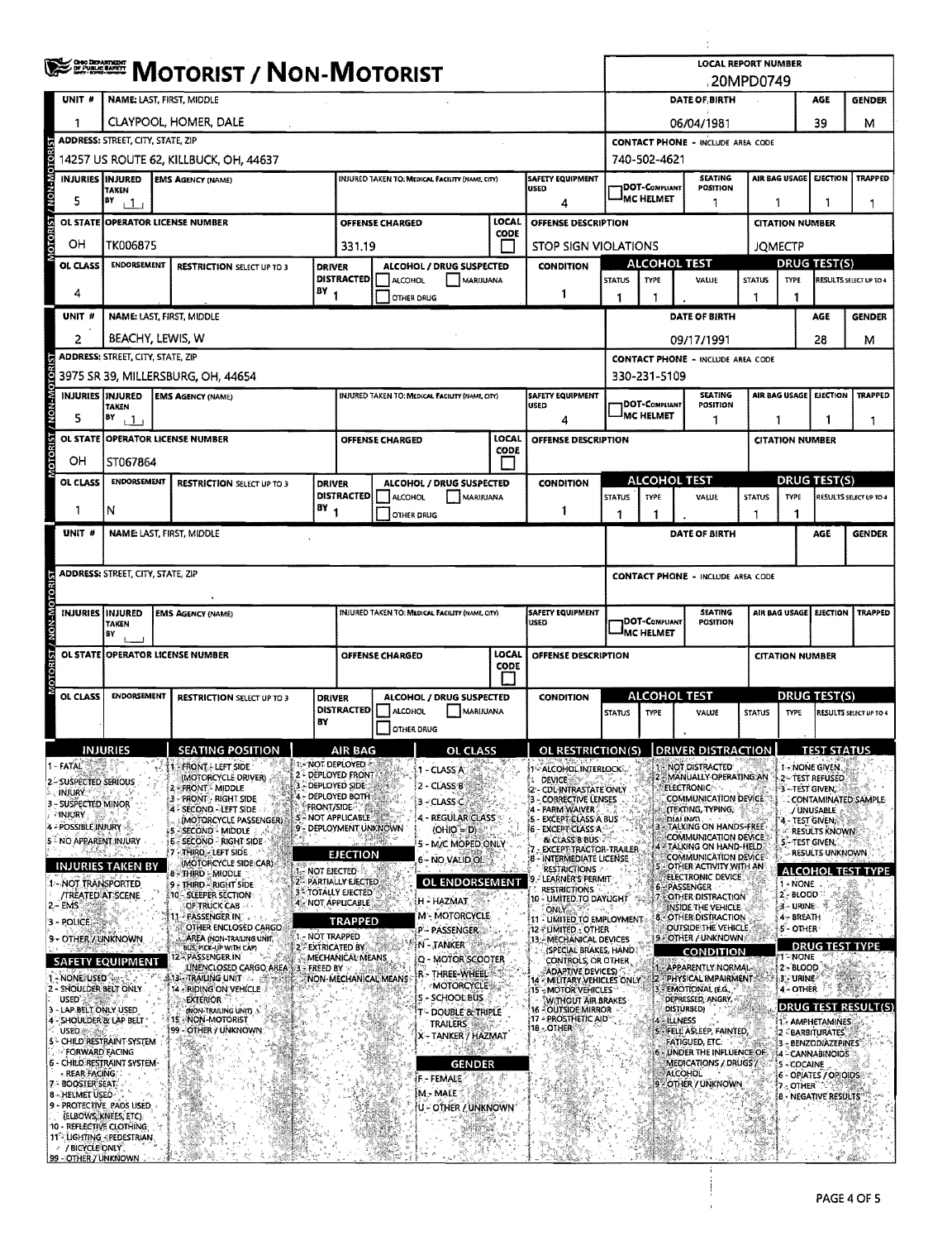# MOTORIST / NON-MOTORIST

**LOCAL REPORT NUMBER:** 20MPD0749

## Unit 1

| UNIT # | NAME: LAST, FIRST, MIDDLE | DATE OF BIRTH | AGE | GENDER |
|---|---|---|---|---|
| 1 | CLAYPOOL, HOMER, DALE | 06/04/1981 | 39 | M |

| ADDRESS: STREET, CITY, STATE, ZIP | CONTACT PHONE - INCLUDE AREA CODE |
|---|---|
| 14257 US ROUTE 62, KILLBUCK, OH, 44637 | 740-502-4621 |

| INJURIES | INJURED TAKEN BY | EMS AGENCY (NAME) | INJURED TAKEN TO: MEDICAL FACILITY (NAME, CITY) | SAFETY EQUIPMENT USED | DOT-COMPLIANT MC HELMET | SEATING POSITION | AIR BAG USAGE | EJECTION | TRAPPED |
|---|---|---|---|---|---|---|---|---|---|
| 5 | 1 | | | 4 | | 1 | 1 | 1 | 1 |

| OL STATE | OPERATOR LICENSE NUMBER | OFFENSE CHARGED | LOCAL CODE | OFFENSE DESCRIPTION | CITATION NUMBER |
|---|---|---|---|---|---|
| OH | TK006875 | 331.19 | | STOP SIGN VIOLATIONS | JQMECTP |

| OL CLASS | ENDORSEMENT | RESTRICTION SELECT UP TO 3 | DRIVER DISTRACTED BY | ALCOHOL / DRUG SUSPECTED | CONDITION | ALCOHOL TEST STATUS | ALCOHOL TEST TYPE | ALCOHOL TEST VALUE | DRUG TEST STATUS | DRUG TEST TYPE | DRUG TEST RESULTS SELECT UP TO 4 |
|---|---|---|---|---|---|---|---|---|---|---|---|
| 4 | | | 1 | | 1 | 1 | 1 | . | 1 | 1 | |

## Unit 2

| UNIT # | NAME: LAST, FIRST, MIDDLE | DATE OF BIRTH | AGE | GENDER |
|---|---|---|---|---|
| 2 | BEACHY, LEWIS, W | 09/17/1991 | 28 | M |

| ADDRESS: STREET, CITY, STATE, ZIP | CONTACT PHONE - INCLUDE AREA CODE |
|---|---|
| 3975 SR 39, MILLERSBURG, OH, 44654 | 330-231-5109 |

| INJURIES | INJURED TAKEN BY | EMS AGENCY (NAME) | INJURED TAKEN TO: MEDICAL FACILITY (NAME, CITY) | SAFETY EQUIPMENT USED | DOT-COMPLIANT MC HELMET | SEATING POSITION | AIR BAG USAGE | EJECTION | TRAPPED |
|---|---|---|---|---|---|---|---|---|---|
| 5 | 1 | | | 4 | | 1 | 1 | 1 | 1 |

| OL STATE | OPERATOR LICENSE NUMBER | OFFENSE CHARGED | LOCAL CODE | OFFENSE DESCRIPTION | CITATION NUMBER |
|---|---|---|---|---|---|
| OH | ST067864 | | | | |

| OL CLASS | ENDORSEMENT | RESTRICTION SELECT UP TO 3 | DRIVER DISTRACTED BY | ALCOHOL / DRUG SUSPECTED | CONDITION | ALCOHOL TEST STATUS | ALCOHOL TEST TYPE | ALCOHOL TEST VALUE | DRUG TEST STATUS | DRUG TEST TYPE | DRUG TEST RESULTS SELECT UP TO 4 |
|---|---|---|---|---|---|---|---|---|---|---|---|
| 1 | N | | 1 | | 1 | 1 | 1 | . | 1 | 1 | |

## Unit (blank)

| UNIT # | NAME: LAST, FIRST, MIDDLE | DATE OF BIRTH | AGE | GENDER |
|---|---|---|---|---|
| | | | | |

## Codes

**INJURIES**
1 - FATAL
2 - SUSPECTED SERIOUS INJURY
3 - SUSPECTED MINOR INJURY
4 - POSSIBLE INJURY
5 - NO APPARENT INJURY

**INJURIES TAKEN BY**
1 - NOT TRANSPORTED /TREATED AT SCENE
2 - EMS
3 - POLICE
9 - OTHER / UNKNOWN

**SAFETY EQUIPMENT**
1 - NONE USED
2 - SHOULDER BELT ONLY USED
3 - LAP BELT ONLY USED
4 - SHOULDER & LAP BELT USED
5 - CHILD RESTRAINT SYSTEM - FORWARD FACING
6 - CHILD RESTRAINT SYSTEM - REAR FACING
7 - BOOSTER SEAT
8 - HELMET USED
9 - PROTECTIVE PADS USED (ELBOWS, KNEES, ETC)
10 - REFLECTIVE CLOTHING
11 - LIGHTING - PEDESTRIAN / BICYCLE ONLY
99 - OTHER / UNKNOWN

**SEATING POSITION**
1 - FRONT - LEFT SIDE (MOTORCYCLE DRIVER)
2 - FRONT - MIDDLE
3 - FRONT - RIGHT SIDE
4 - SECOND - LEFT SIDE (MOTORCYCLE PASSENGER)
5 - SECOND - MIDDLE
6 - SECOND - RIGHT SIDE
7 - THIRD - LEFT SIDE (MOTORCYCLE SIDE CAR)
8 - THIRD - MIDDLE
9 - THIRD - RIGHT SIDE
10 - SLEEPER SECTION OF TRUCK CAB
11 - PASSENGER IN OTHER ENCLOSED CARGO AREA (NON-TRAILING UNIT, BUS, PICK-UP WITH CAP)
12 - PASSENGER IN UNENCLOSED CARGO AREA
13 - TRAILING UNIT
14 - RIDING ON VEHICLE EXTERIOR (NON-TRAILING UNIT)
15 - NON-MOTORIST
99 - OTHER / UNKNOWN

**AIR BAG**
1 - NOT DEPLOYED
2 - DEPLOYED FRONT
3 - DEPLOYED SIDE
4 - DEPLOYED BOTH FRONT/SIDE
5 - NOT APPLICABLE
9 - DEPLOYMENT UNKNOWN

**EJECTION**
1 - NOT EJECTED
2 - PARTIALLY EJECTED
3 - TOTALLY EJECTED
4 - NOT APPLICABLE

**TRAPPED**
1 - NOT TRAPPED
2 - EXTRICATED BY MECHANICAL MEANS
3 - FREED BY NON-MECHANICAL MEANS

**OL CLASS**
1 - CLASS A
2 - CLASS B
3 - CLASS C
4 - REGULAR CLASS (OHIO = D)
5 - M/C MOPED ONLY
6 - NO VALID OL

**OL ENDORSEMENT**
H - HAZMAT
M - MOTORCYCLE
P - PASSENGER
N - TANKER
Q - MOTOR SCOOTER
R - THREE-WHEEL MOTORCYCLE
S - SCHOOL BUS
T - DOUBLE & TRIPLE TRAILERS
X - TANKER / HAZMAT

**GENDER**
F - FEMALE
M - MALE
U - OTHER / UNKNOWN

**OL RESTRICTION(S)**
1 - ALCOHOL INTERLOCK DEVICE
2 - CDL INTRASTATE ONLY
3 - CORRECTIVE LENSES
4 - FARM WAIVER
5 - EXCEPT CLASS A BUS
6 - EXCEPT CLASS A & CLASS B BUS
7 - EXCEPT TRACTOR-TRAILER
8 - INTERMEDIATE LICENSE RESTRICTIONS
9 - LEARNER'S PERMIT RESTRICTIONS
10 - LIMITED TO DAYLIGHT ONLY
11 - LIMITED TO EMPLOYMENT
12 - LIMITED - OTHER
13 - MECHANICAL DEVICES (SPECIAL BRAKES, HAND CONTROLS, OR OTHER ADAPTIVE DEVICES)
14 - MILITARY VEHICLES ONLY
15 - MOTOR VEHICLES WITHOUT AIR BRAKES
16 - OUTSIDE MIRROR
17 - PROSTHETIC AID
18 - OTHER

**DRIVER DISTRACTION**
1 - NOT DISTRACTED
2 - MANUALLY OPERATING AN ELECTRONIC COMMUNICATION DEVICE (TEXTING, TYPING, DIALING)
3 - TALKING ON HANDS-FREE COMMUNICATION DEVICE
4 - TALKING ON HAND-HELD COMMUNICATION DEVICE
5 - OTHER ACTIVITY WITH AN ELECTRONIC DEVICE
6 - PASSENGER
7 - OTHER DISTRACTION INSIDE THE VEHICLE
8 - OTHER DISTRACTION OUTSIDE THE VEHICLE
9 - OTHER / UNKNOWN

**CONDITION**
1 - APPARENTLY NORMAL
2 - PHYSICAL IMPAIRMENT
3 - EMOTIONAL (E.G., DEPRESSED, ANGRY, DISTURBED)
4 - ILLNESS
5 - FELL ASLEEP, FAINTED, FATIGUED, ETC.
6 - UNDER THE INFLUENCE OF MEDICATIONS / DRUGS / ALCOHOL
9 - OTHER / UNKNOWN

**TEST STATUS**
1 - NONE GIVEN
2 - TEST REFUSED
3 - TEST GIVEN, CONTAMINATED SAMPLE / UNUSABLE
4 - TEST GIVEN, RESULTS KNOWN
5 - TEST GIVEN, RESULTS UNKNOWN

**ALCOHOL TEST TYPE**
1 - NONE
2 - BLOOD
3 - URINE
4 - BREATH
5 - OTHER

**DRUG TEST TYPE**
1 - NONE
2 - BLOOD
3 - URINE
4 - OTHER

**DRUG TEST RESULT(S)**
1 - AMPHETAMINES
2 - BARBITURATES
3 - BENZODIAZEPINES
4 - CANNABINOIDS
5 - COCAINE
6 - OPIATES / OPIOIDS
7 - OTHER
8 - NEGATIVE RESULTS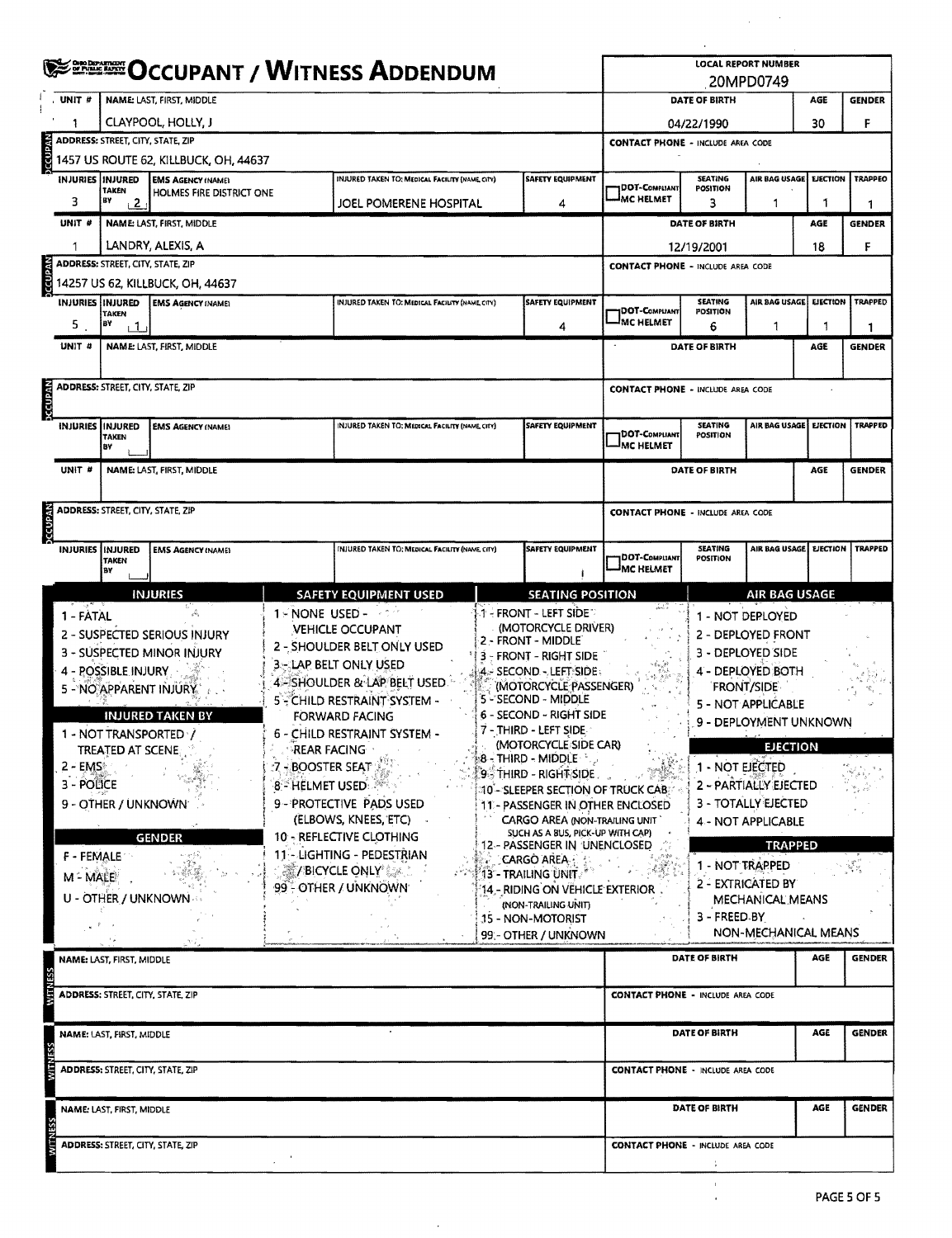# OHIO DEPARTMENT OF PUBLIC SAFETY — OCCUPANT / WITNESS ADDENDUM

**LOCAL REPORT NUMBER:** 20MPD0749

## Occupant

| UNIT # | NAME: LAST, FIRST, MIDDLE | DATE OF BIRTH | AGE | GENDER |
|---|---|---|---|---|
| 1 | CLAYPOOL, HOLLY, J | 04/22/1990 | 30 | F |

**ADDRESS: STREET, CITY, STATE, ZIP:** 1457 US ROUTE 62, KILLBUCK, OH, 44637

**CONTACT PHONE - INCLUDE AREA CODE:**

| INJURIES | INJURED TAKEN BY | EMS AGENCY (NAME) | INJURED TAKEN TO: MEDICAL FACILITY (NAME, CITY) | SAFETY EQUIPMENT | DOT-COMPLIANT MC HELMET | SEATING POSITION | AIR BAG USAGE | EJECTION | TRAPPED |
|---|---|---|---|---|---|---|---|---|---|
| 3 | 2 | HOLMES FIRE DISTRICT ONE | JOEL POMERENE HOSPITAL | 4 | | 3 | 1 | 1 | 1 |

## Occupant

| UNIT # | NAME: LAST, FIRST, MIDDLE | DATE OF BIRTH | AGE | GENDER |
|---|---|---|---|---|
| 1 | LANDRY, ALEXIS, A | 12/19/2001 | 18 | F |

**ADDRESS: STREET, CITY, STATE, ZIP:** 14257 US 62, KILLBUCK, OH, 44637

**CONTACT PHONE - INCLUDE AREA CODE:**

| INJURIES | INJURED TAKEN BY | EMS AGENCY (NAME) | INJURED TAKEN TO: MEDICAL FACILITY (NAME, CITY) | SAFETY EQUIPMENT | DOT-COMPLIANT MC HELMET | SEATING POSITION | AIR BAG USAGE | EJECTION | TRAPPED |
|---|---|---|---|---|---|---|---|---|---|
| 5 | 1 | | | 4 | | 6 | 1 | 1 | 1 |

## Occupant

| UNIT # | NAME: LAST, FIRST, MIDDLE | DATE OF BIRTH | AGE | GENDER |
|---|---|---|---|---|
| | | | | |

**ADDRESS: STREET, CITY, STATE, ZIP:**

**CONTACT PHONE - INCLUDE AREA CODE:**

| INJURIES | INJURED TAKEN BY | EMS AGENCY (NAME) | INJURED TAKEN TO: MEDICAL FACILITY (NAME, CITY) | SAFETY EQUIPMENT | DOT-COMPLIANT MC HELMET | SEATING POSITION | AIR BAG USAGE | EJECTION | TRAPPED |
|---|---|---|---|---|---|---|---|---|---|
| | | | | | | | | | |

## Occupant

| UNIT # | NAME: LAST, FIRST, MIDDLE | DATE OF BIRTH | AGE | GENDER |
|---|---|---|---|---|
| | | | | |

**ADDRESS: STREET, CITY, STATE, ZIP:**

**CONTACT PHONE - INCLUDE AREA CODE:**

| INJURIES | INJURED TAKEN BY | EMS AGENCY (NAME) | INJURED TAKEN TO: MEDICAL FACILITY (NAME, CITY) | SAFETY EQUIPMENT | DOT-COMPLIANT MC HELMET | SEATING POSITION | AIR BAG USAGE | EJECTION | TRAPPED |
|---|---|---|---|---|---|---|---|---|---|
| | | | | | | | | | |

## Codes

**INJURIES**
- 1 - FATAL
- 2 - SUSPECTED SERIOUS INJURY
- 3 - SUSPECTED MINOR INJURY
- 4 - POSSIBLE INJURY
- 5 - NO APPARENT INJURY

**INJURED TAKEN BY**
- 1 - NOT TRANSPORTED / TREATED AT SCENE
- 2 - EMS
- 3 - POLICE
- 9 - OTHER / UNKNOWN

**GENDER**
- F - FEMALE
- M - MALE
- U - OTHER / UNKNOWN

**SAFETY EQUIPMENT USED**
- 1 - NONE USED - VEHICLE OCCUPANT
- 2 - SHOULDER BELT ONLY USED
- 3 - LAP BELT ONLY USED
- 4 - SHOULDER & LAP BELT USED
- 5 - CHILD RESTRAINT SYSTEM - FORWARD FACING
- 6 - CHILD RESTRAINT SYSTEM - REAR FACING
- 7 - BOOSTER SEAT
- 8 - HELMET USED
- 9 - PROTECTIVE PADS USED (ELBOWS, KNEES, ETC)
- 10 - REFLECTIVE CLOTHING
- 11 - LIGHTING - PEDESTRIAN / BICYCLE ONLY
- 99 - OTHER / UNKNOWN

**SEATING POSITION**
- 1 - FRONT - LEFT SIDE (MOTORCYCLE DRIVER)
- 2 - FRONT - MIDDLE
- 3 - FRONT - RIGHT SIDE
- 4 - SECOND - LEFT SIDE (MOTORCYCLE PASSENGER)
- 5 - SECOND - MIDDLE
- 6 - SECOND - RIGHT SIDE
- 7 - THIRD - LEFT SIDE (MOTORCYCLE SIDE CAR)
- 8 - THIRD - MIDDLE
- 9 - THIRD - RIGHT SIDE
- 10 - SLEEPER SECTION OF TRUCK CAB
- 11 - PASSENGER IN OTHER ENCLOSED CARGO AREA (NON-TRAILING UNIT SUCH AS A BUS, PICK-UP WITH CAP)
- 12 - PASSENGER IN UNENCLOSED CARGO AREA
- 13 - TRAILING UNIT
- 14 - RIDING ON VEHICLE EXTERIOR (NON-TRAILING UNIT)
- 15 - NON-MOTORIST
- 99 - OTHER / UNKNOWN

**AIR BAG USAGE**
- 1 - NOT DEPLOYED
- 2 - DEPLOYED FRONT
- 3 - DEPLOYED SIDE
- 4 - DEPLOYED BOTH FRONT/SIDE
- 5 - NOT APPLICABLE
- 9 - DEPLOYMENT UNKNOWN

**EJECTION**
- 1 - NOT EJECTED
- 2 - PARTIALLY EJECTED
- 3 - TOTALLY EJECTED
- 4 - NOT APPLICABLE

**TRAPPED**
- 1 - NOT TRAPPED
- 2 - EXTRICATED BY MECHANICAL MEANS
- 3 - FREED BY NON-MECHANICAL MEANS

## Witness

| NAME: LAST, FIRST, MIDDLE | DATE OF BIRTH | AGE | GENDER |
|---|---|---|---|
| | | | |

**ADDRESS: STREET, CITY, STATE, ZIP:**

**CONTACT PHONE - INCLUDE AREA CODE:**

## Witness

| NAME: LAST, FIRST, MIDDLE | DATE OF BIRTH | AGE | GENDER |
|---|---|---|---|
| | | | |

**ADDRESS: STREET, CITY, STATE, ZIP:**

**CONTACT PHONE - INCLUDE AREA CODE:**

## Witness

| NAME: LAST, FIRST, MIDDLE | DATE OF BIRTH | AGE | GENDER |
|---|---|---|---|
| | | | |

**ADDRESS: STREET, CITY, STATE, ZIP:**

**CONTACT PHONE - INCLUDE AREA CODE:**